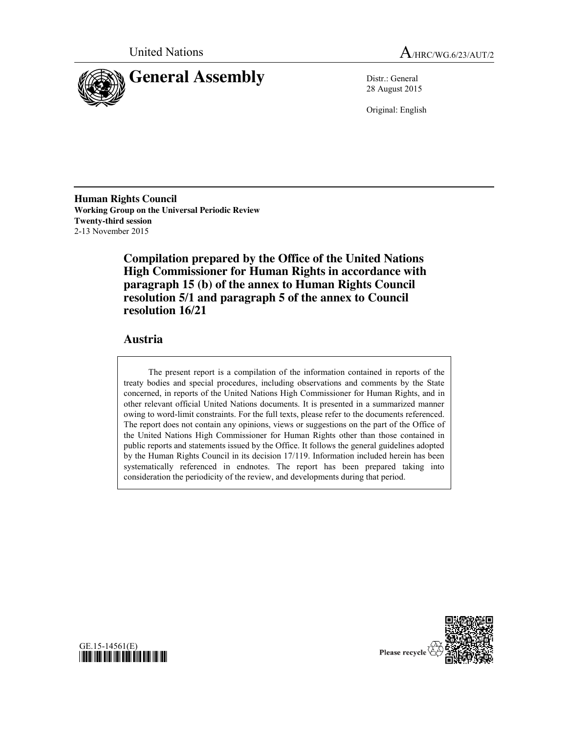United Nations

A/HRC/WG.6/23/AUT/2

# General Assembly

Distr.: General
28 August 2015

Original: English

**Human Rights Council**
**Working Group on the Universal Periodic Review**
**Twenty-third session**
2-13 November 2015

## Compilation prepared by the Office of the United Nations High Commissioner for Human Rights in accordance with paragraph 15 (b) of the annex to Human Rights Council resolution 5/1 and paragraph 5 of the annex to Council resolution 16/21

## Austria

The present report is a compilation of the information contained in reports of the treaty bodies and special procedures, including observations and comments by the State concerned, in reports of the United Nations High Commissioner for Human Rights, and in other relevant official United Nations documents. It is presented in a summarized manner owing to word-limit constraints. For the full texts, please refer to the documents referenced. The report does not contain any opinions, views or suggestions on the part of the Office of the United Nations High Commissioner for Human Rights other than those contained in public reports and statements issued by the Office. It follows the general guidelines adopted by the Human Rights Council in its decision 17/119. Information included herein has been systematically referenced in endnotes. The report has been prepared taking into consideration the periodicity of the review, and developments during that period.

GE.15-14561(E)

Please recycle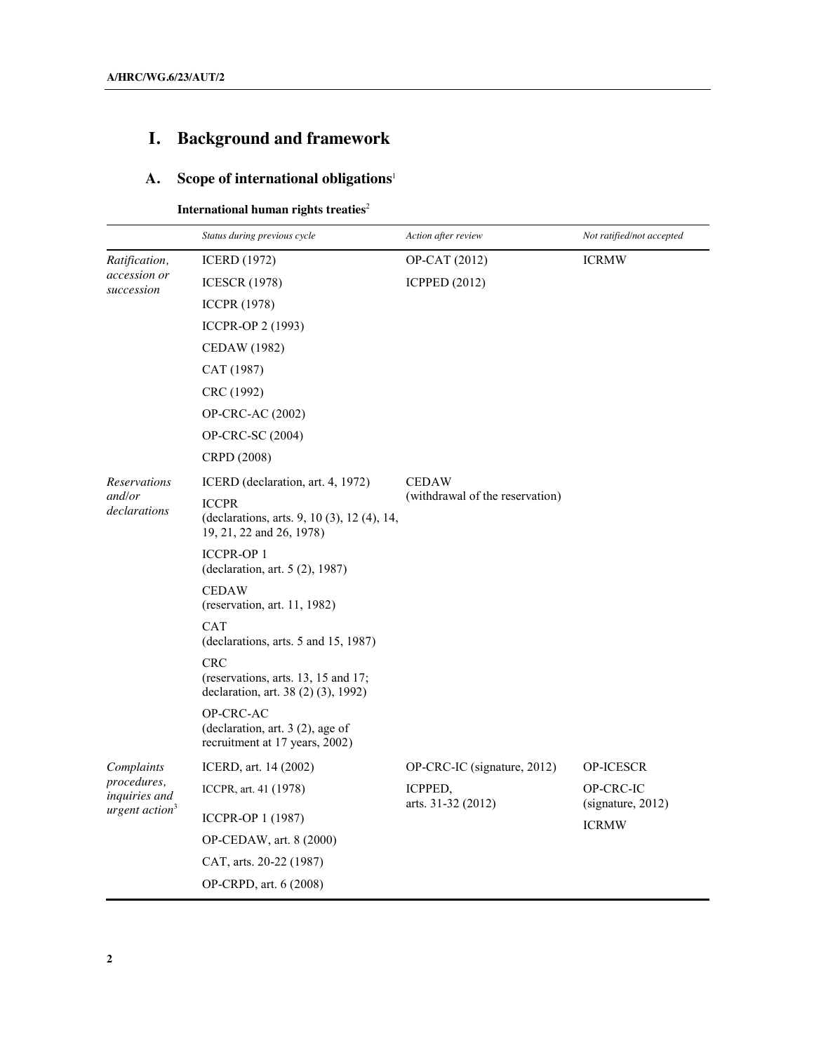# I. Background and framework

## A. Scope of international obligations[1]

**International human rights treaties**[2]

| | *Status during previous cycle* | *Action after review* | *Not ratified/not accepted* |
|---|---|---|---|
| *Ratification, accession or succession* | ICERD (1972) | OP-CAT (2012) | ICRMW |
| | ICESCR (1978) | ICPPED (2012) | |
| | ICCPR (1978) | | |
| | ICCPR-OP 2 (1993) | | |
| | CEDAW (1982) | | |
| | CAT (1987) | | |
| | CRC (1992) | | |
| | OP-CRC-AC (2002) | | |
| | OP-CRC-SC (2004) | | |
| | CRPD (2008) | | |
| *Reservations and/or declarations* | ICERD (declaration, art. 4, 1972) | CEDAW (withdrawal of the reservation) | |
| | ICCPR (declarations, arts. 9, 10 (3), 12 (4), 14, 19, 21, 22 and 26, 1978) | | |
| | ICCPR-OP 1 (declaration, art. 5 (2), 1987) | | |
| | CEDAW (reservation, art. 11, 1982) | | |
| | CAT (declarations, arts. 5 and 15, 1987) | | |
| | CRC (reservations, arts. 13, 15 and 17; declaration, art. 38 (2) (3), 1992) | | |
| | OP-CRC-AC (declaration, art. 3 (2), age of recruitment at 17 years, 2002) | | |
| *Complaints procedures, inquiries and urgent action*[3] | ICERD, art. 14 (2002) | OP-CRC-IC (signature, 2012) | OP-ICESCR |
| | ICCPR, art. 41 (1978) | ICPPED, arts. 31-32 (2012) | OP-CRC-IC (signature, 2012) |
| | ICCPR-OP 1 (1987) | | ICRMW |
| | OP-CEDAW, art. 8 (2000) | | |
| | CAT, arts. 20-22 (1987) | | |
| | OP-CRPD, art. 6 (2008) | | |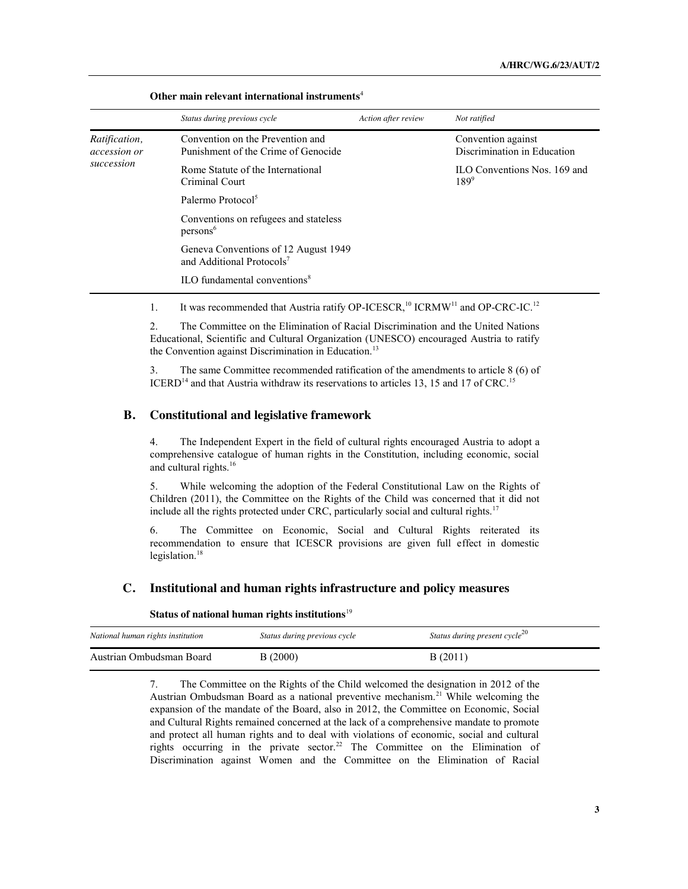**Other main relevant international instruments**[4]

| | Status during previous cycle | Action after review | Not ratified |
|---|---|---|---|
| *Ratification, accession or succession* | Convention on the Prevention and Punishment of the Crime of Genocide | | Convention against Discrimination in Education |
| | Rome Statute of the International Criminal Court | | ILO Conventions Nos. 169 and 189[9] |
| | Palermo Protocol[5] | | |
| | Conventions on refugees and stateless persons[6] | | |
| | Geneva Conventions of 12 August 1949 and Additional Protocols[7] | | |
| | ILO fundamental conventions[8] | | |

1. It was recommended that Austria ratify OP-ICESCR,[10] ICRMW[11] and OP-CRC-IC.[12]

2. The Committee on the Elimination of Racial Discrimination and the United Nations Educational, Scientific and Cultural Organization (UNESCO) encouraged Austria to ratify the Convention against Discrimination in Education.[13]

3. The same Committee recommended ratification of the amendments to article 8 (6) of ICERD[14] and that Austria withdraw its reservations to articles 13, 15 and 17 of CRC.[15]

## B. Constitutional and legislative framework

4. The Independent Expert in the field of cultural rights encouraged Austria to adopt a comprehensive catalogue of human rights in the Constitution, including economic, social and cultural rights.[16]

5. While welcoming the adoption of the Federal Constitutional Law on the Rights of Children (2011), the Committee on the Rights of the Child was concerned that it did not include all the rights protected under CRC, particularly social and cultural rights.[17]

6. The Committee on Economic, Social and Cultural Rights reiterated its recommendation to ensure that ICESCR provisions are given full effect in domestic legislation.[18]

## C. Institutional and human rights infrastructure and policy measures

**Status of national human rights institutions**[19]

| National human rights institution | Status during previous cycle | Status during present cycle[20] |
|---|---|---|
| Austrian Ombudsman Board | B (2000) | B (2011) |

7. The Committee on the Rights of the Child welcomed the designation in 2012 of the Austrian Ombudsman Board as a national preventive mechanism.[21] While welcoming the expansion of the mandate of the Board, also in 2012, the Committee on Economic, Social and Cultural Rights remained concerned at the lack of a comprehensive mandate to promote and protect all human rights and to deal with violations of economic, social and cultural rights occurring in the private sector.[22] The Committee on the Elimination of Discrimination against Women and the Committee on the Elimination of Racial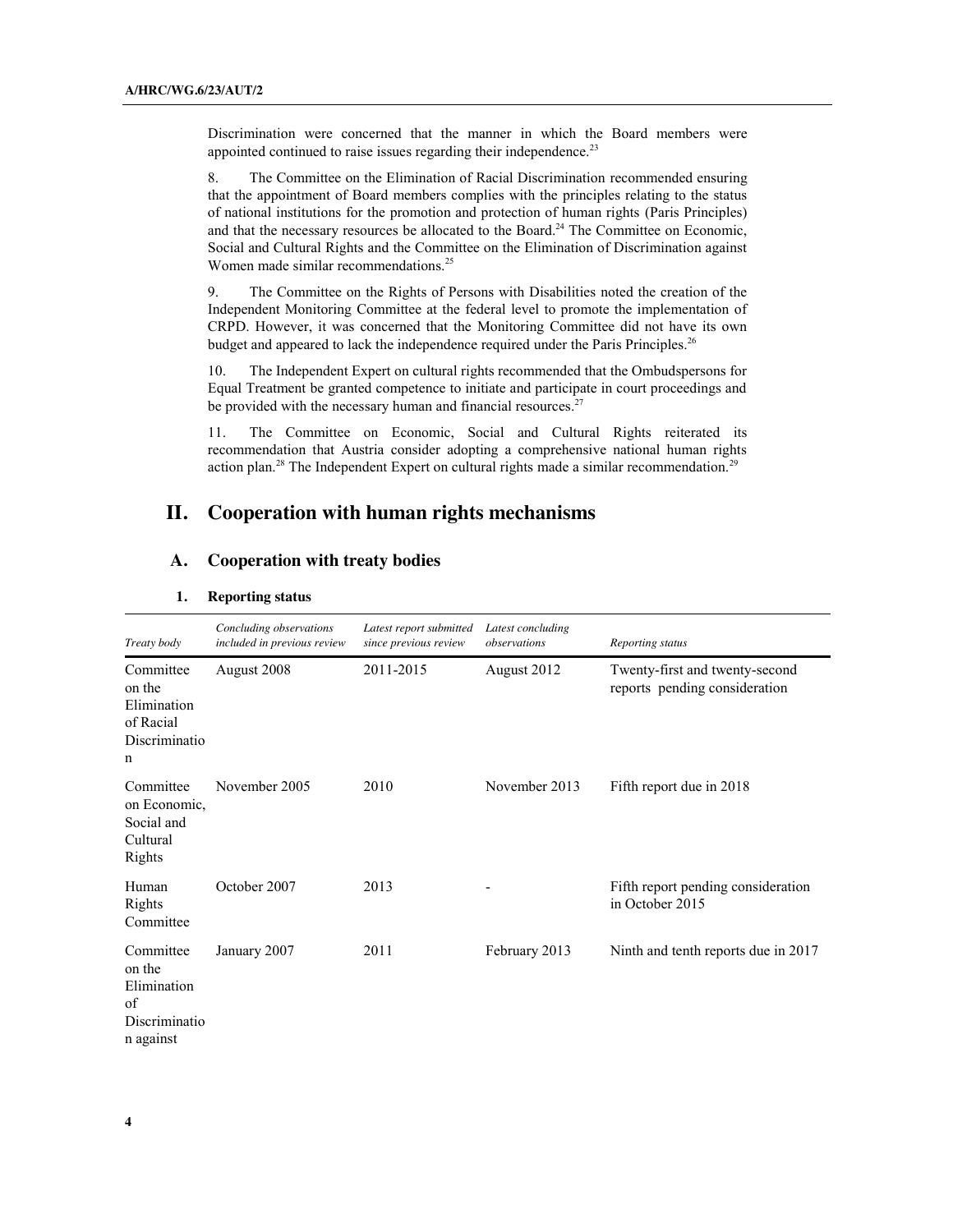Discrimination were concerned that the manner in which the Board members were appointed continued to raise issues regarding their independence.[23]

8. The Committee on the Elimination of Racial Discrimination recommended ensuring that the appointment of Board members complies with the principles relating to the status of national institutions for the promotion and protection of human rights (Paris Principles) and that the necessary resources be allocated to the Board.[24] The Committee on Economic, Social and Cultural Rights and the Committee on the Elimination of Discrimination against Women made similar recommendations.[25]

9. The Committee on the Rights of Persons with Disabilities noted the creation of the Independent Monitoring Committee at the federal level to promote the implementation of CRPD. However, it was concerned that the Monitoring Committee did not have its own budget and appeared to lack the independence required under the Paris Principles.[26]

10. The Independent Expert on cultural rights recommended that the Ombudspersons for Equal Treatment be granted competence to initiate and participate in court proceedings and be provided with the necessary human and financial resources.[27]

11. The Committee on Economic, Social and Cultural Rights reiterated its recommendation that Austria consider adopting a comprehensive national human rights action plan.[28] The Independent Expert on cultural rights made a similar recommendation.[29]

# II. Cooperation with human rights mechanisms

## A. Cooperation with treaty bodies

### 1. Reporting status

| *Treaty body* | *Concluding observations included in previous review* | *Latest report submitted since previous review* | *Latest concluding observations* | *Reporting status* |
|---|---|---|---|---|
| Committee on the Elimination of Racial Discrimination | August 2008 | 2011-2015 | August 2012 | Twenty-first and twenty-second reports pending consideration |
| Committee on Economic, Social and Cultural Rights | November 2005 | 2010 | November 2013 | Fifth report due in 2018 |
| Human Rights Committee | October 2007 | 2013 | - | Fifth report pending consideration in October 2015 |
| Committee on the Elimination of Discrimination against | January 2007 | 2011 | February 2013 | Ninth and tenth reports due in 2017 |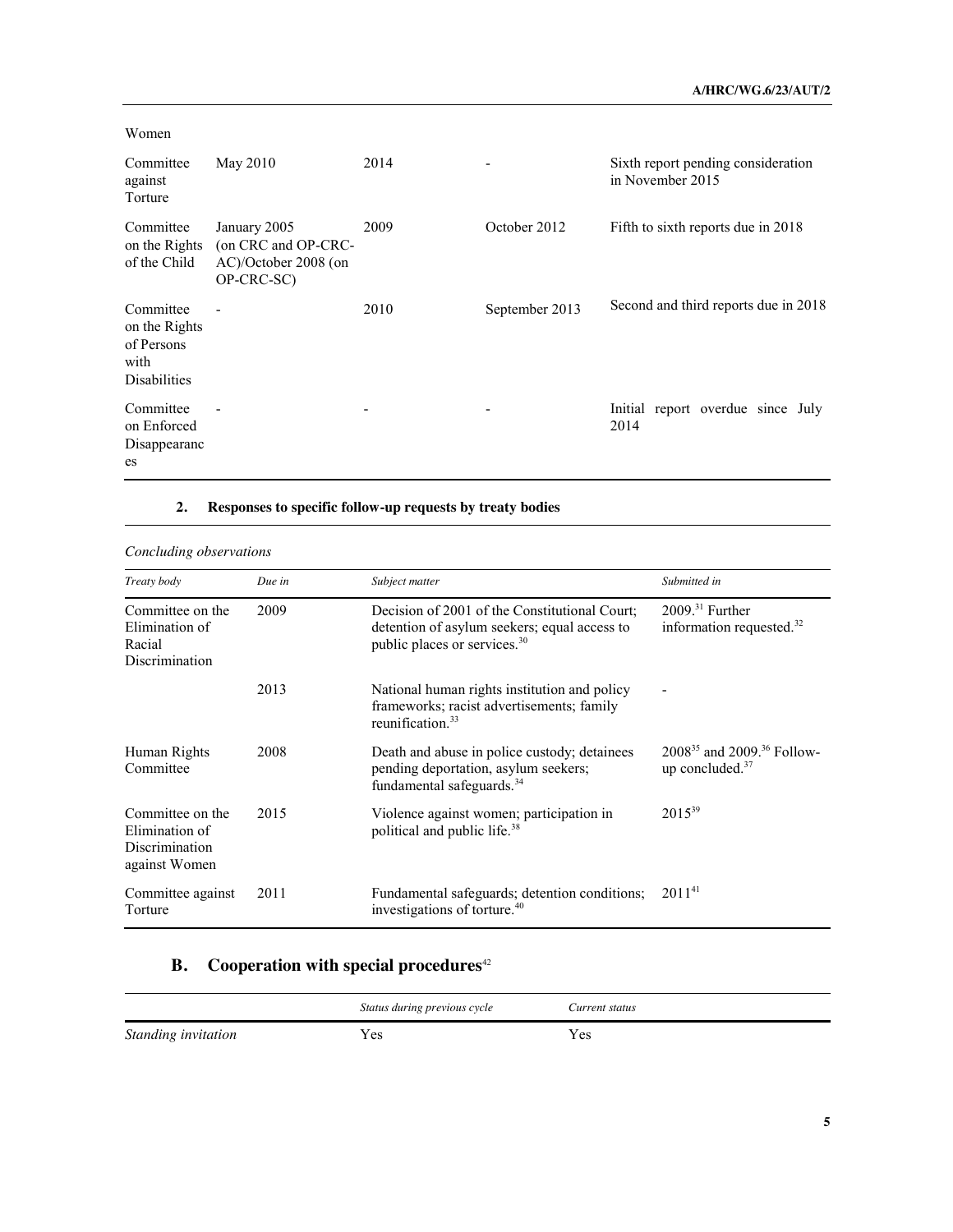| | | | | |
|---|---|---|---|---|
| Women | | | | |
| Committee against Torture | May 2010 | 2014 | - | Sixth report pending consideration in November 2015 |
| Committee on the Rights of the Child | January 2005 (on CRC and OP-CRC-AC)/October 2008 (on OP-CRC-SC) | 2009 | October 2012 | Fifth to sixth reports due in 2018 |
| Committee on the Rights of Persons with Disabilities | - | 2010 | September 2013 | Second and third reports due in 2018 |
| Committee on Enforced Disappearances | - | - | - | Initial report overdue since July 2014 |

### 2. Responses to specific follow-up requests by treaty bodies

*Concluding observations*

| *Treaty body* | *Due in* | *Subject matter* | *Submitted in* |
|---|---|---|---|
| Committee on the Elimination of Racial Discrimination | 2009 | Decision of 2001 of the Constitutional Court; detention of asylum seekers; equal access to public places or services.[30] | 2009.[31] Further information requested.[32] |
| | 2013 | National human rights institution and policy frameworks; racist advertisements; family reunification.[33] | - |
| Human Rights Committee | 2008 | Death and abuse in police custody; detainees pending deportation, asylum seekers; fundamental safeguards.[34] | 2008[35] and 2009.[36] Follow-up concluded.[37] |
| Committee on the Elimination of Discrimination against Women | 2015 | Violence against women; participation in political and public life.[38] | 2015[39] |
| Committee against Torture | 2011 | Fundamental safeguards; detention conditions; investigations of torture.[40] | 2011[41] |

## B. Cooperation with special procedures[42]

| | *Status during previous cycle* | *Current status* |
|---|---|---|
| *Standing invitation* | Yes | Yes |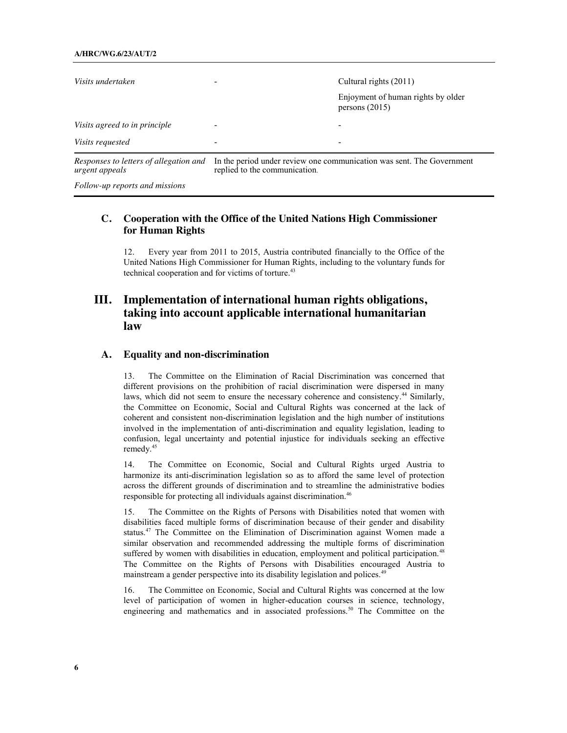| | | |
|---|---|---|
| *Visits undertaken* | - | Cultural rights (2011)<br>Enjoyment of human rights by older persons (2015) |
| *Visits agreed to in principle* | - | - |
| *Visits requested* | - | - |
| *Responses to letters of allegation and urgent appeals* | In the period under review one communication was sent. The Government replied to the communication. | |
| *Follow-up reports and missions* | | |

## C. Cooperation with the Office of the United Nations High Commissioner for Human Rights

12. Every year from 2011 to 2015, Austria contributed financially to the Office of the United Nations High Commissioner for Human Rights, including to the voluntary funds for technical cooperation and for victims of torture.[43]

# III. Implementation of international human rights obligations, taking into account applicable international humanitarian law

## A. Equality and non-discrimination

13. The Committee on the Elimination of Racial Discrimination was concerned that different provisions on the prohibition of racial discrimination were dispersed in many laws, which did not seem to ensure the necessary coherence and consistency.[44] Similarly, the Committee on Economic, Social and Cultural Rights was concerned at the lack of coherent and consistent non-discrimination legislation and the high number of institutions involved in the implementation of anti-discrimination and equality legislation, leading to confusion, legal uncertainty and potential injustice for individuals seeking an effective remedy.[45]

14. The Committee on Economic, Social and Cultural Rights urged Austria to harmonize its anti-discrimination legislation so as to afford the same level of protection across the different grounds of discrimination and to streamline the administrative bodies responsible for protecting all individuals against discrimination.[46]

15. The Committee on the Rights of Persons with Disabilities noted that women with disabilities faced multiple forms of discrimination because of their gender and disability status.[47] The Committee on the Elimination of Discrimination against Women made a similar observation and recommended addressing the multiple forms of discrimination suffered by women with disabilities in education, employment and political participation.[48] The Committee on the Rights of Persons with Disabilities encouraged Austria to mainstream a gender perspective into its disability legislation and polices.[49]

16. The Committee on Economic, Social and Cultural Rights was concerned at the low level of participation of women in higher-education courses in science, technology, engineering and mathematics and in associated professions.[50] The Committee on the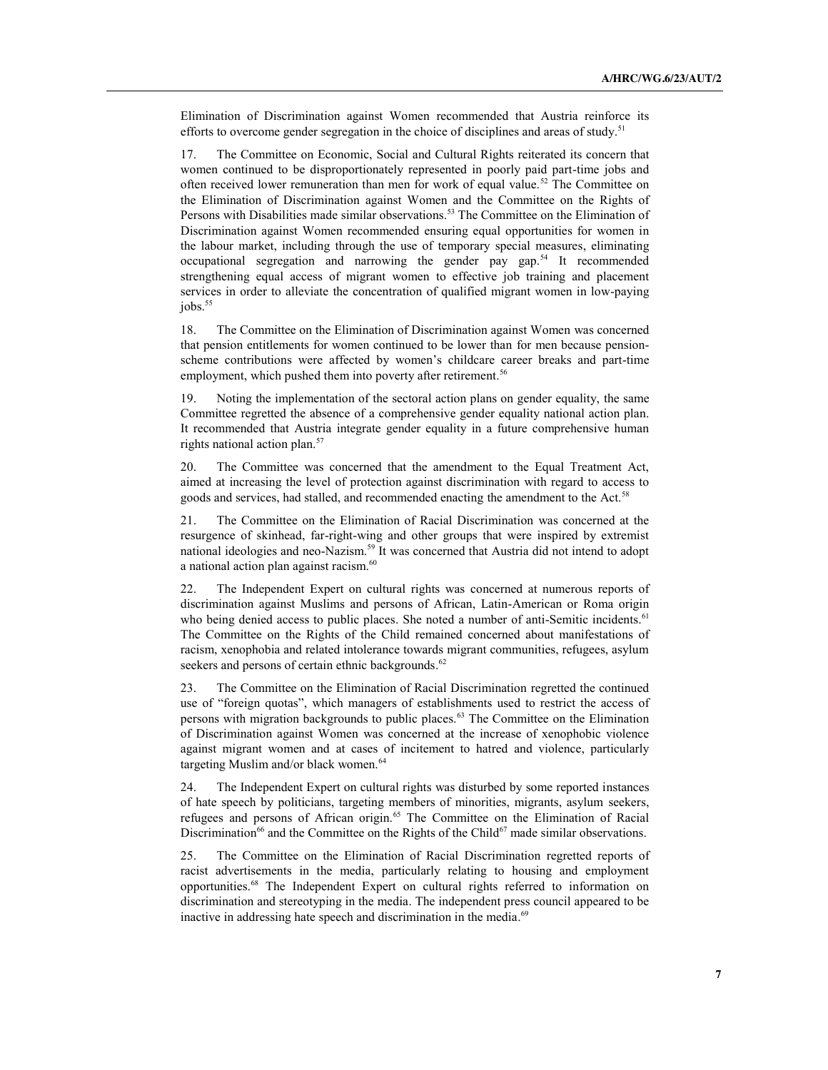Elimination of Discrimination against Women recommended that Austria reinforce its efforts to overcome gender segregation in the choice of disciplines and areas of study.[51]

17. The Committee on Economic, Social and Cultural Rights reiterated its concern that women continued to be disproportionately represented in poorly paid part-time jobs and often received lower remuneration than men for work of equal value.[52] The Committee on the Elimination of Discrimination against Women and the Committee on the Rights of Persons with Disabilities made similar observations.[53] The Committee on the Elimination of Discrimination against Women recommended ensuring equal opportunities for women in the labour market, including through the use of temporary special measures, eliminating occupational segregation and narrowing the gender pay gap.[54] It recommended strengthening equal access of migrant women to effective job training and placement services in order to alleviate the concentration of qualified migrant women in low-paying jobs.[55]

18. The Committee on the Elimination of Discrimination against Women was concerned that pension entitlements for women continued to be lower than for men because pension-scheme contributions were affected by women's childcare career breaks and part-time employment, which pushed them into poverty after retirement.[56]

19. Noting the implementation of the sectoral action plans on gender equality, the same Committee regretted the absence of a comprehensive gender equality national action plan. It recommended that Austria integrate gender equality in a future comprehensive human rights national action plan.[57]

20. The Committee was concerned that the amendment to the Equal Treatment Act, aimed at increasing the level of protection against discrimination with regard to access to goods and services, had stalled, and recommended enacting the amendment to the Act.[58]

21. The Committee on the Elimination of Racial Discrimination was concerned at the resurgence of skinhead, far-right-wing and other groups that were inspired by extremist national ideologies and neo-Nazism.[59] It was concerned that Austria did not intend to adopt a national action plan against racism.[60]

22. The Independent Expert on cultural rights was concerned at numerous reports of discrimination against Muslims and persons of African, Latin-American or Roma origin who being denied access to public places. She noted a number of anti-Semitic incidents.[61] The Committee on the Rights of the Child remained concerned about manifestations of racism, xenophobia and related intolerance towards migrant communities, refugees, asylum seekers and persons of certain ethnic backgrounds.[62]

23. The Committee on the Elimination of Racial Discrimination regretted the continued use of "foreign quotas", which managers of establishments used to restrict the access of persons with migration backgrounds to public places.[63] The Committee on the Elimination of Discrimination against Women was concerned at the increase of xenophobic violence against migrant women and at cases of incitement to hatred and violence, particularly targeting Muslim and/or black women.[64]

24. The Independent Expert on cultural rights was disturbed by some reported instances of hate speech by politicians, targeting members of minorities, migrants, asylum seekers, refugees and persons of African origin.[65] The Committee on the Elimination of Racial Discrimination[66] and the Committee on the Rights of the Child[67] made similar observations.

25. The Committee on the Elimination of Racial Discrimination regretted reports of racist advertisements in the media, particularly relating to housing and employment opportunities.[68] The Independent Expert on cultural rights referred to information on discrimination and stereotyping in the media. The independent press council appeared to be inactive in addressing hate speech and discrimination in the media.[69]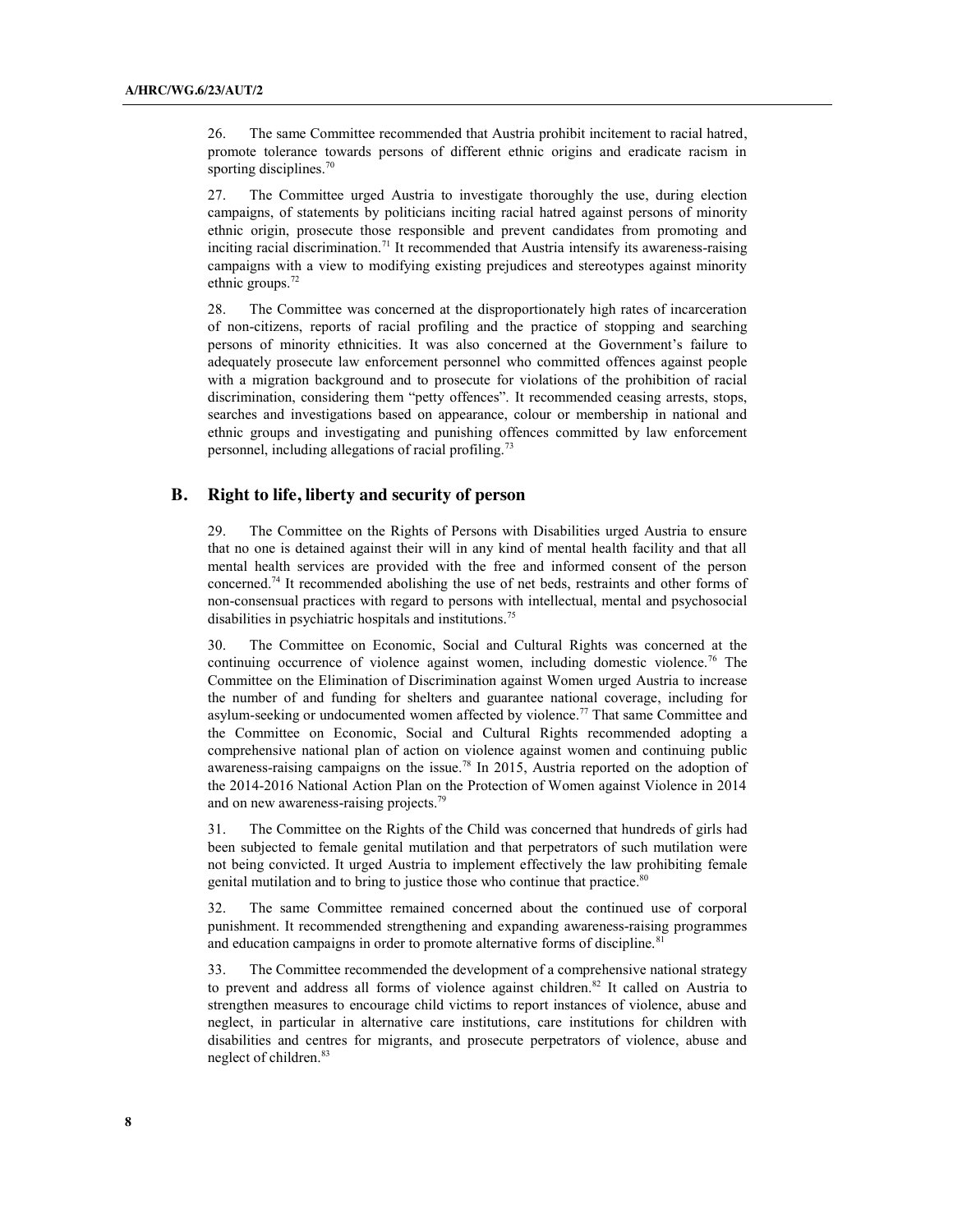26. The same Committee recommended that Austria prohibit incitement to racial hatred, promote tolerance towards persons of different ethnic origins and eradicate racism in sporting disciplines.[70]

27. The Committee urged Austria to investigate thoroughly the use, during election campaigns, of statements by politicians inciting racial hatred against persons of minority ethnic origin, prosecute those responsible and prevent candidates from promoting and inciting racial discrimination.[71] It recommended that Austria intensify its awareness-raising campaigns with a view to modifying existing prejudices and stereotypes against minority ethnic groups.[72]

28. The Committee was concerned at the disproportionately high rates of incarceration of non-citizens, reports of racial profiling and the practice of stopping and searching persons of minority ethnicities. It was also concerned at the Government's failure to adequately prosecute law enforcement personnel who committed offences against people with a migration background and to prosecute for violations of the prohibition of racial discrimination, considering them "petty offences". It recommended ceasing arrests, stops, searches and investigations based on appearance, colour or membership in national and ethnic groups and investigating and punishing offences committed by law enforcement personnel, including allegations of racial profiling.[73]

## B. Right to life, liberty and security of person

29. The Committee on the Rights of Persons with Disabilities urged Austria to ensure that no one is detained against their will in any kind of mental health facility and that all mental health services are provided with the free and informed consent of the person concerned.[74] It recommended abolishing the use of net beds, restraints and other forms of non-consensual practices with regard to persons with intellectual, mental and psychosocial disabilities in psychiatric hospitals and institutions.[75]

30. The Committee on Economic, Social and Cultural Rights was concerned at the continuing occurrence of violence against women, including domestic violence.[76] The Committee on the Elimination of Discrimination against Women urged Austria to increase the number of and funding for shelters and guarantee national coverage, including for asylum-seeking or undocumented women affected by violence.[77] That same Committee and the Committee on Economic, Social and Cultural Rights recommended adopting a comprehensive national plan of action on violence against women and continuing public awareness-raising campaigns on the issue.[78] In 2015, Austria reported on the adoption of the 2014-2016 National Action Plan on the Protection of Women against Violence in 2014 and on new awareness-raising projects.[79]

31. The Committee on the Rights of the Child was concerned that hundreds of girls had been subjected to female genital mutilation and that perpetrators of such mutilation were not being convicted. It urged Austria to implement effectively the law prohibiting female genital mutilation and to bring to justice those who continue that practice.[80]

32. The same Committee remained concerned about the continued use of corporal punishment. It recommended strengthening and expanding awareness-raising programmes and education campaigns in order to promote alternative forms of discipline.[81]

33. The Committee recommended the development of a comprehensive national strategy to prevent and address all forms of violence against children.[82] It called on Austria to strengthen measures to encourage child victims to report instances of violence, abuse and neglect, in particular in alternative care institutions, care institutions for children with disabilities and centres for migrants, and prosecute perpetrators of violence, abuse and neglect of children.[83]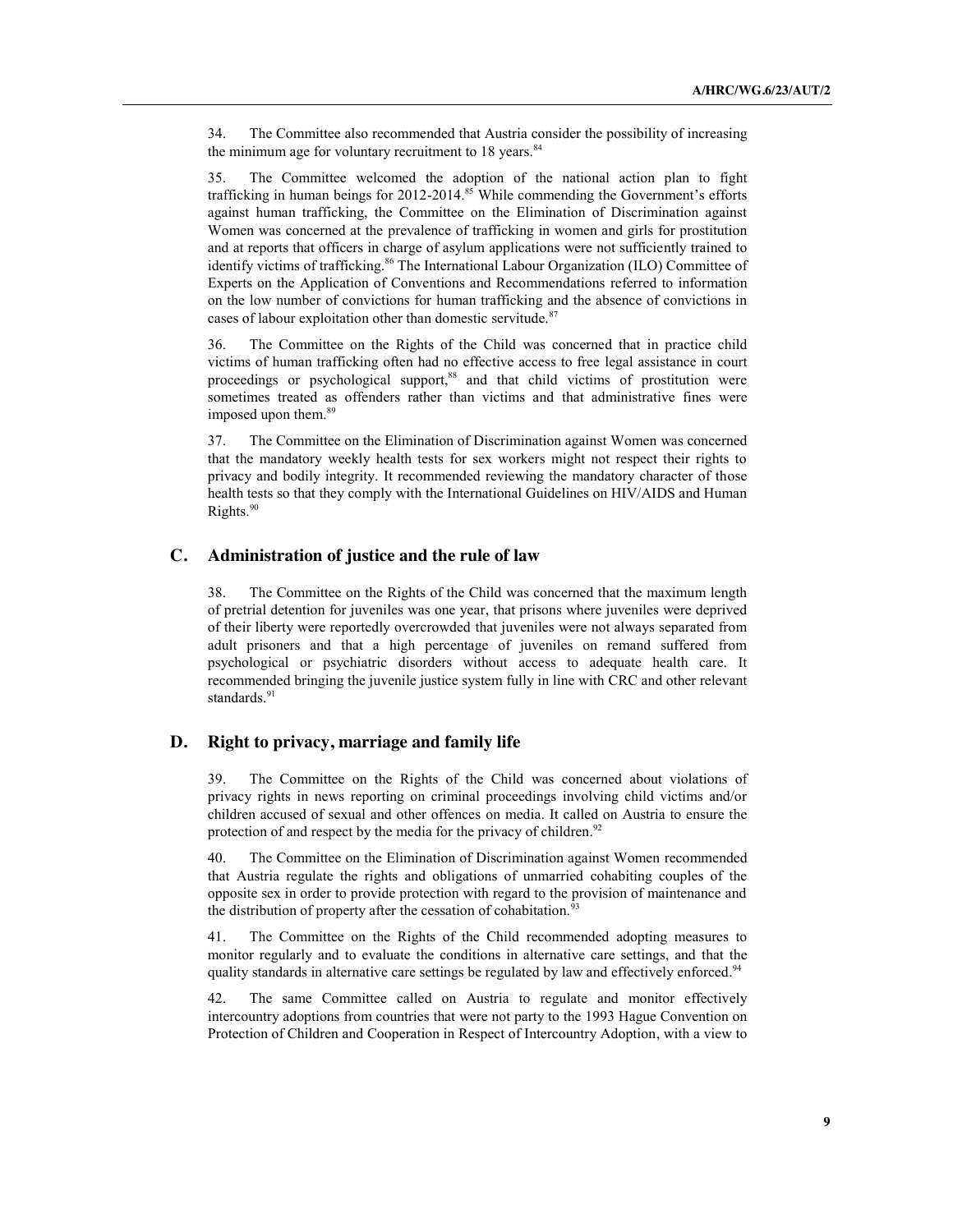34. The Committee also recommended that Austria consider the possibility of increasing the minimum age for voluntary recruitment to 18 years.[84]

35. The Committee welcomed the adoption of the national action plan to fight trafficking in human beings for 2012-2014.[85] While commending the Government's efforts against human trafficking, the Committee on the Elimination of Discrimination against Women was concerned at the prevalence of trafficking in women and girls for prostitution and at reports that officers in charge of asylum applications were not sufficiently trained to identify victims of trafficking.[86] The International Labour Organization (ILO) Committee of Experts on the Application of Conventions and Recommendations referred to information on the low number of convictions for human trafficking and the absence of convictions in cases of labour exploitation other than domestic servitude.[87]

36. The Committee on the Rights of the Child was concerned that in practice child victims of human trafficking often had no effective access to free legal assistance in court proceedings or psychological support,[88] and that child victims of prostitution were sometimes treated as offenders rather than victims and that administrative fines were imposed upon them.[89]

37. The Committee on the Elimination of Discrimination against Women was concerned that the mandatory weekly health tests for sex workers might not respect their rights to privacy and bodily integrity. It recommended reviewing the mandatory character of those health tests so that they comply with the International Guidelines on HIV/AIDS and Human Rights.[90]

## C. Administration of justice and the rule of law

38. The Committee on the Rights of the Child was concerned that the maximum length of pretrial detention for juveniles was one year, that prisons where juveniles were deprived of their liberty were reportedly overcrowded that juveniles were not always separated from adult prisoners and that a high percentage of juveniles on remand suffered from psychological or psychiatric disorders without access to adequate health care. It recommended bringing the juvenile justice system fully in line with CRC and other relevant standards.[91]

## D. Right to privacy, marriage and family life

39. The Committee on the Rights of the Child was concerned about violations of privacy rights in news reporting on criminal proceedings involving child victims and/or children accused of sexual and other offences on media. It called on Austria to ensure the protection of and respect by the media for the privacy of children.[92]

40. The Committee on the Elimination of Discrimination against Women recommended that Austria regulate the rights and obligations of unmarried cohabiting couples of the opposite sex in order to provide protection with regard to the provision of maintenance and the distribution of property after the cessation of cohabitation.[93]

41. The Committee on the Rights of the Child recommended adopting measures to monitor regularly and to evaluate the conditions in alternative care settings, and that the quality standards in alternative care settings be regulated by law and effectively enforced.[94]

42. The same Committee called on Austria to regulate and monitor effectively intercountry adoptions from countries that were not party to the 1993 Hague Convention on Protection of Children and Cooperation in Respect of Intercountry Adoption, with a view to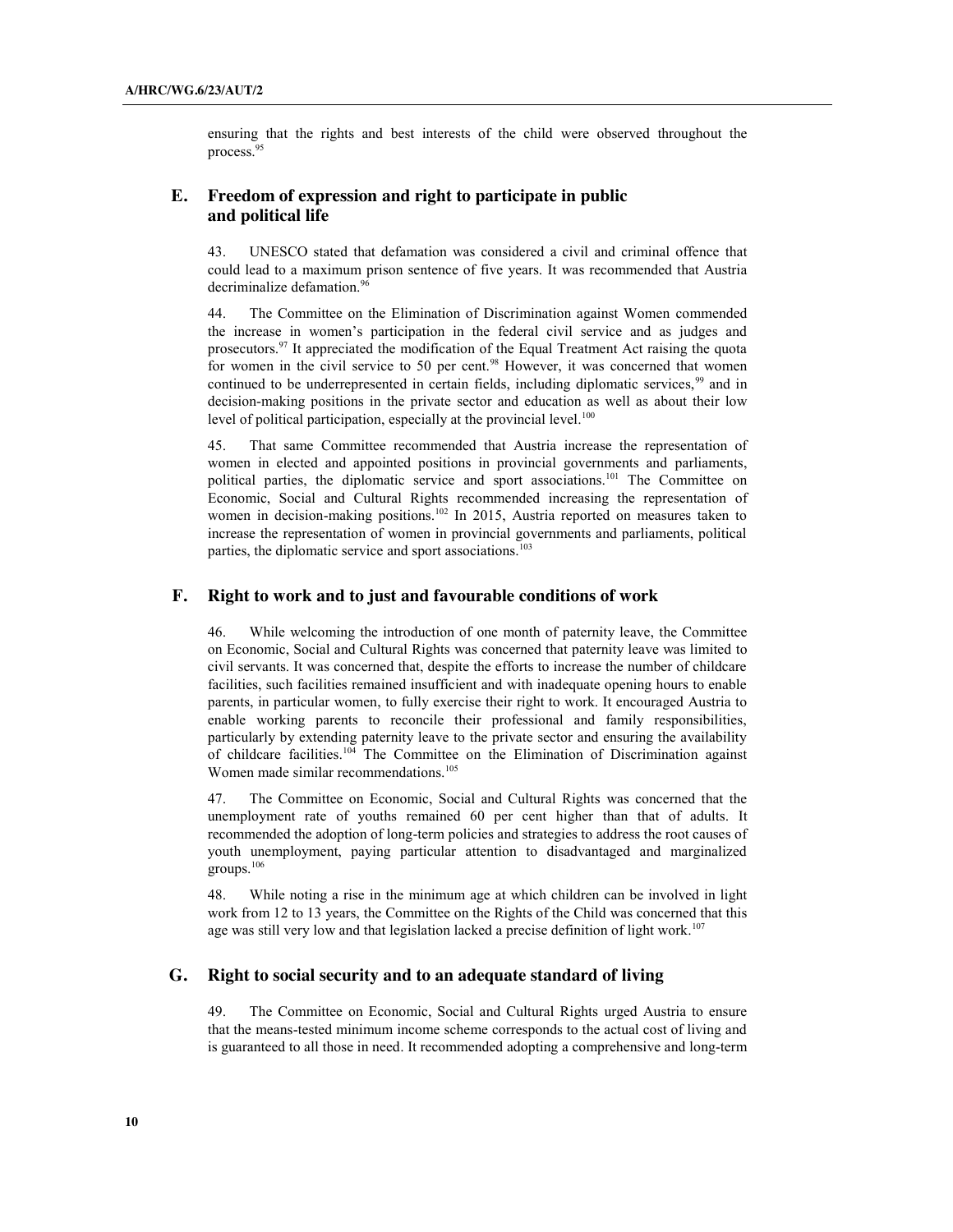ensuring that the rights and best interests of the child were observed throughout the process.[95]

## E. Freedom of expression and right to participate in public and political life

43. UNESCO stated that defamation was considered a civil and criminal offence that could lead to a maximum prison sentence of five years. It was recommended that Austria decriminalize defamation.[96]

44. The Committee on the Elimination of Discrimination against Women commended the increase in women's participation in the federal civil service and as judges and prosecutors.[97] It appreciated the modification of the Equal Treatment Act raising the quota for women in the civil service to 50 per cent.[98] However, it was concerned that women continued to be underrepresented in certain fields, including diplomatic services,[99] and in decision-making positions in the private sector and education as well as about their low level of political participation, especially at the provincial level.[100]

45. That same Committee recommended that Austria increase the representation of women in elected and appointed positions in provincial governments and parliaments, political parties, the diplomatic service and sport associations.[101] The Committee on Economic, Social and Cultural Rights recommended increasing the representation of women in decision-making positions.[102] In 2015, Austria reported on measures taken to increase the representation of women in provincial governments and parliaments, political parties, the diplomatic service and sport associations.[103]

## F. Right to work and to just and favourable conditions of work

46. While welcoming the introduction of one month of paternity leave, the Committee on Economic, Social and Cultural Rights was concerned that paternity leave was limited to civil servants. It was concerned that, despite the efforts to increase the number of childcare facilities, such facilities remained insufficient and with inadequate opening hours to enable parents, in particular women, to fully exercise their right to work. It encouraged Austria to enable working parents to reconcile their professional and family responsibilities, particularly by extending paternity leave to the private sector and ensuring the availability of childcare facilities.[104] The Committee on the Elimination of Discrimination against Women made similar recommendations.[105]

47. The Committee on Economic, Social and Cultural Rights was concerned that the unemployment rate of youths remained 60 per cent higher than that of adults. It recommended the adoption of long-term policies and strategies to address the root causes of youth unemployment, paying particular attention to disadvantaged and marginalized groups.[106]

48. While noting a rise in the minimum age at which children can be involved in light work from 12 to 13 years, the Committee on the Rights of the Child was concerned that this age was still very low and that legislation lacked a precise definition of light work.[107]

## G. Right to social security and to an adequate standard of living

49. The Committee on Economic, Social and Cultural Rights urged Austria to ensure that the means-tested minimum income scheme corresponds to the actual cost of living and is guaranteed to all those in need. It recommended adopting a comprehensive and long-term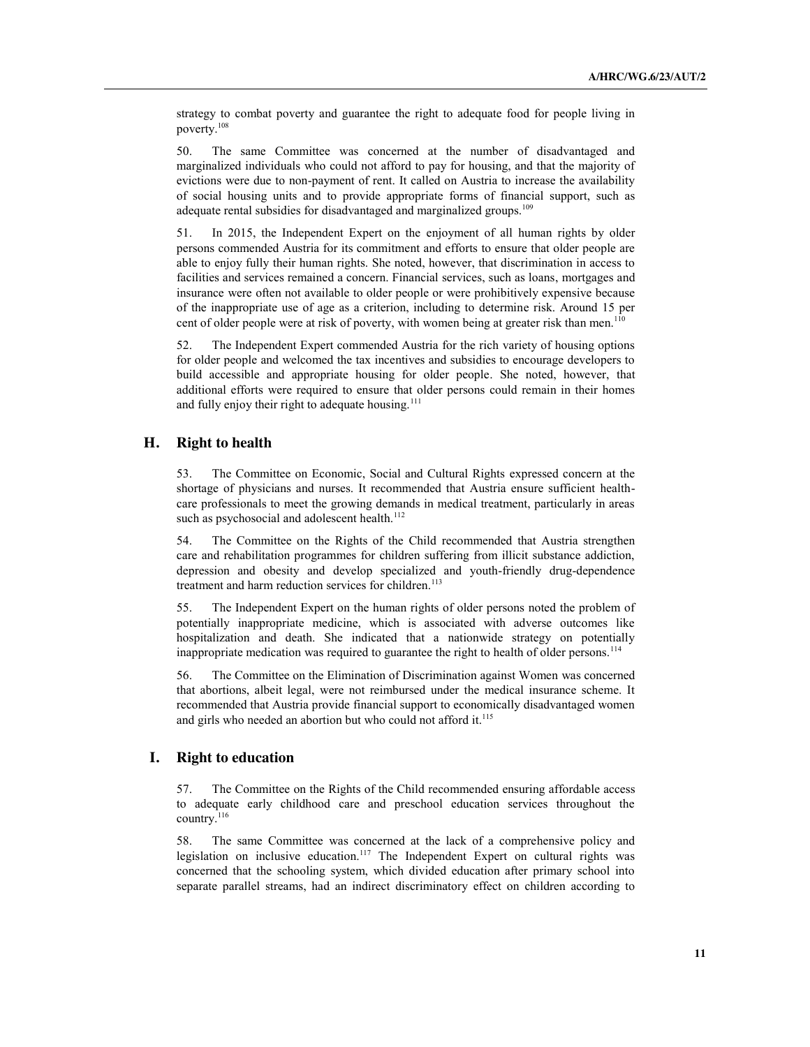strategy to combat poverty and guarantee the right to adequate food for people living in poverty.[108]

50. The same Committee was concerned at the number of disadvantaged and marginalized individuals who could not afford to pay for housing, and that the majority of evictions were due to non-payment of rent. It called on Austria to increase the availability of social housing units and to provide appropriate forms of financial support, such as adequate rental subsidies for disadvantaged and marginalized groups.[109]

51. In 2015, the Independent Expert on the enjoyment of all human rights by older persons commended Austria for its commitment and efforts to ensure that older people are able to enjoy fully their human rights. She noted, however, that discrimination in access to facilities and services remained a concern. Financial services, such as loans, mortgages and insurance were often not available to older people or were prohibitively expensive because of the inappropriate use of age as a criterion, including to determine risk. Around 15 per cent of older people were at risk of poverty, with women being at greater risk than men.[110]

52. The Independent Expert commended Austria for the rich variety of housing options for older people and welcomed the tax incentives and subsidies to encourage developers to build accessible and appropriate housing for older people. She noted, however, that additional efforts were required to ensure that older persons could remain in their homes and fully enjoy their right to adequate housing.[111]

## H. Right to health

53. The Committee on Economic, Social and Cultural Rights expressed concern at the shortage of physicians and nurses. It recommended that Austria ensure sufficient health-care professionals to meet the growing demands in medical treatment, particularly in areas such as psychosocial and adolescent health.[112]

54. The Committee on the Rights of the Child recommended that Austria strengthen care and rehabilitation programmes for children suffering from illicit substance addiction, depression and obesity and develop specialized and youth-friendly drug-dependence treatment and harm reduction services for children.[113]

55. The Independent Expert on the human rights of older persons noted the problem of potentially inappropriate medicine, which is associated with adverse outcomes like hospitalization and death. She indicated that a nationwide strategy on potentially inappropriate medication was required to guarantee the right to health of older persons.[114]

56. The Committee on the Elimination of Discrimination against Women was concerned that abortions, albeit legal, were not reimbursed under the medical insurance scheme. It recommended that Austria provide financial support to economically disadvantaged women and girls who needed an abortion but who could not afford it.[115]

## I. Right to education

57. The Committee on the Rights of the Child recommended ensuring affordable access to adequate early childhood care and preschool education services throughout the country.[116]

58. The same Committee was concerned at the lack of a comprehensive policy and legislation on inclusive education.[117] The Independent Expert on cultural rights was concerned that the schooling system, which divided education after primary school into separate parallel streams, had an indirect discriminatory effect on children according to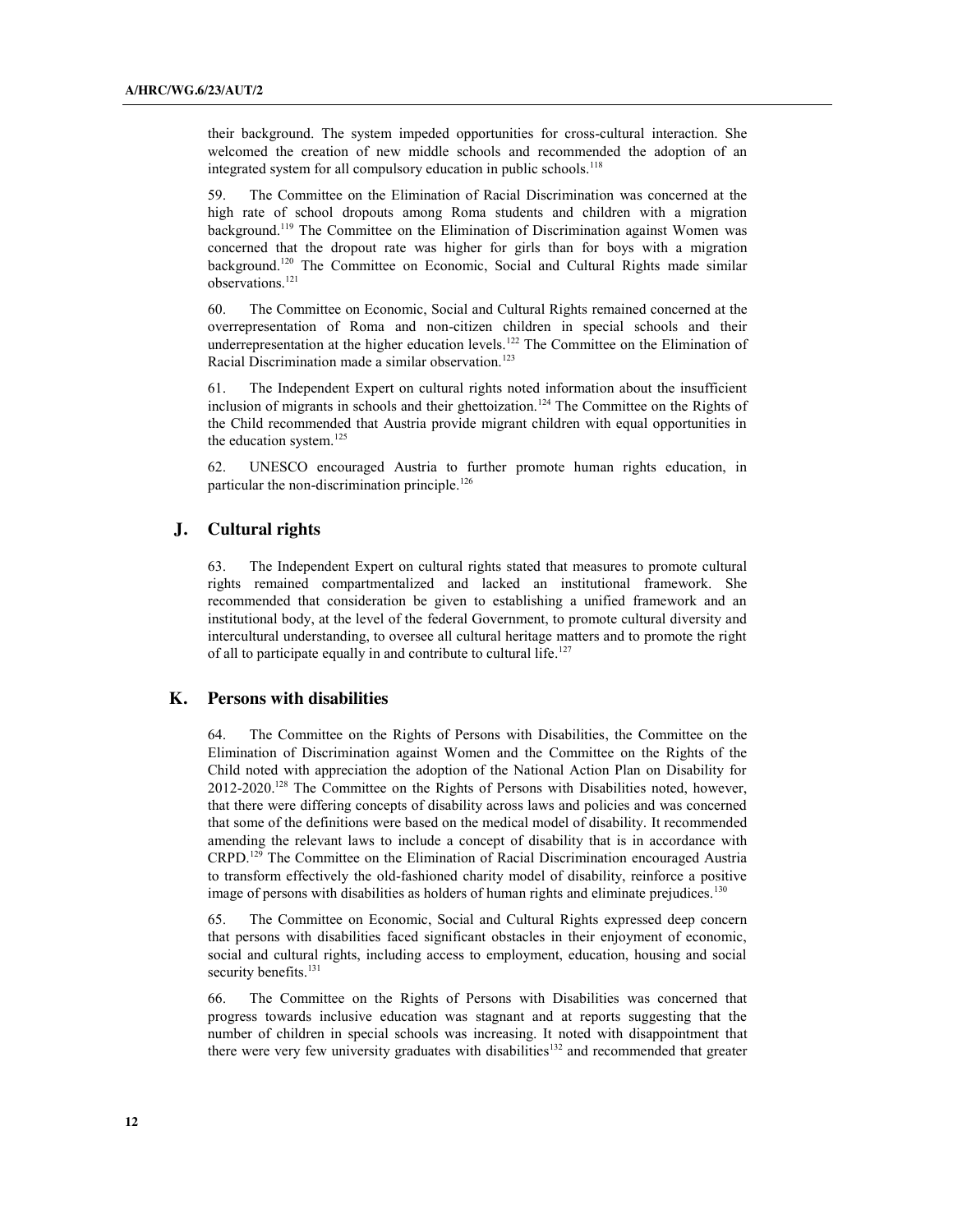their background. The system impeded opportunities for cross-cultural interaction. She welcomed the creation of new middle schools and recommended the adoption of an integrated system for all compulsory education in public schools.[118]

59. The Committee on the Elimination of Racial Discrimination was concerned at the high rate of school dropouts among Roma students and children with a migration background.[119] The Committee on the Elimination of Discrimination against Women was concerned that the dropout rate was higher for girls than for boys with a migration background.[120] The Committee on Economic, Social and Cultural Rights made similar observations.[121]

60. The Committee on Economic, Social and Cultural Rights remained concerned at the overrepresentation of Roma and non-citizen children in special schools and their underrepresentation at the higher education levels.[122] The Committee on the Elimination of Racial Discrimination made a similar observation.[123]

61. The Independent Expert on cultural rights noted information about the insufficient inclusion of migrants in schools and their ghettoization.[124] The Committee on the Rights of the Child recommended that Austria provide migrant children with equal opportunities in the education system.[125]

62. UNESCO encouraged Austria to further promote human rights education, in particular the non-discrimination principle.[126]

## J. Cultural rights

63. The Independent Expert on cultural rights stated that measures to promote cultural rights remained compartmentalized and lacked an institutional framework. She recommended that consideration be given to establishing a unified framework and an institutional body, at the level of the federal Government, to promote cultural diversity and intercultural understanding, to oversee all cultural heritage matters and to promote the right of all to participate equally in and contribute to cultural life.[127]

## K. Persons with disabilities

64. The Committee on the Rights of Persons with Disabilities, the Committee on the Elimination of Discrimination against Women and the Committee on the Rights of the Child noted with appreciation the adoption of the National Action Plan on Disability for 2012-2020.[128] The Committee on the Rights of Persons with Disabilities noted, however, that there were differing concepts of disability across laws and policies and was concerned that some of the definitions were based on the medical model of disability. It recommended amending the relevant laws to include a concept of disability that is in accordance with CRPD.[129] The Committee on the Elimination of Racial Discrimination encouraged Austria to transform effectively the old-fashioned charity model of disability, reinforce a positive image of persons with disabilities as holders of human rights and eliminate prejudices.[130]

65. The Committee on Economic, Social and Cultural Rights expressed deep concern that persons with disabilities faced significant obstacles in their enjoyment of economic, social and cultural rights, including access to employment, education, housing and social security benefits.[131]

66. The Committee on the Rights of Persons with Disabilities was concerned that progress towards inclusive education was stagnant and at reports suggesting that the number of children in special schools was increasing. It noted with disappointment that there were very few university graduates with disabilities[132] and recommended that greater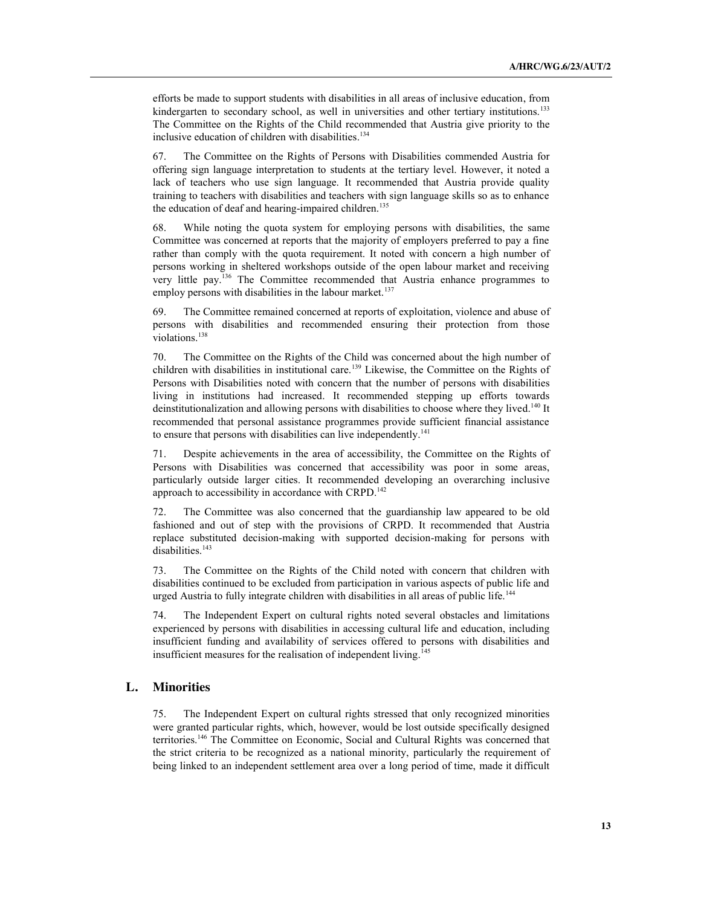efforts be made to support students with disabilities in all areas of inclusive education, from kindergarten to secondary school, as well in universities and other tertiary institutions.[133] The Committee on the Rights of the Child recommended that Austria give priority to the inclusive education of children with disabilities.[134]

67. The Committee on the Rights of Persons with Disabilities commended Austria for offering sign language interpretation to students at the tertiary level. However, it noted a lack of teachers who use sign language. It recommended that Austria provide quality training to teachers with disabilities and teachers with sign language skills so as to enhance the education of deaf and hearing-impaired children.[135]

68. While noting the quota system for employing persons with disabilities, the same Committee was concerned at reports that the majority of employers preferred to pay a fine rather than comply with the quota requirement. It noted with concern a high number of persons working in sheltered workshops outside of the open labour market and receiving very little pay.[136] The Committee recommended that Austria enhance programmes to employ persons with disabilities in the labour market.[137]

69. The Committee remained concerned at reports of exploitation, violence and abuse of persons with disabilities and recommended ensuring their protection from those violations.[138]

70. The Committee on the Rights of the Child was concerned about the high number of children with disabilities in institutional care.[139] Likewise, the Committee on the Rights of Persons with Disabilities noted with concern that the number of persons with disabilities living in institutions had increased. It recommended stepping up efforts towards deinstitutionalization and allowing persons with disabilities to choose where they lived.[140] It recommended that personal assistance programmes provide sufficient financial assistance to ensure that persons with disabilities can live independently.[141]

71. Despite achievements in the area of accessibility, the Committee on the Rights of Persons with Disabilities was concerned that accessibility was poor in some areas, particularly outside larger cities. It recommended developing an overarching inclusive approach to accessibility in accordance with CRPD.[142]

72. The Committee was also concerned that the guardianship law appeared to be old fashioned and out of step with the provisions of CRPD. It recommended that Austria replace substituted decision-making with supported decision-making for persons with disabilities.[143]

73. The Committee on the Rights of the Child noted with concern that children with disabilities continued to be excluded from participation in various aspects of public life and urged Austria to fully integrate children with disabilities in all areas of public life.[144]

74. The Independent Expert on cultural rights noted several obstacles and limitations experienced by persons with disabilities in accessing cultural life and education, including insufficient funding and availability of services offered to persons with disabilities and insufficient measures for the realisation of independent living.[145]

## L. Minorities

75. The Independent Expert on cultural rights stressed that only recognized minorities were granted particular rights, which, however, would be lost outside specifically designed territories.[146] The Committee on Economic, Social and Cultural Rights was concerned that the strict criteria to be recognized as a national minority, particularly the requirement of being linked to an independent settlement area over a long period of time, made it difficult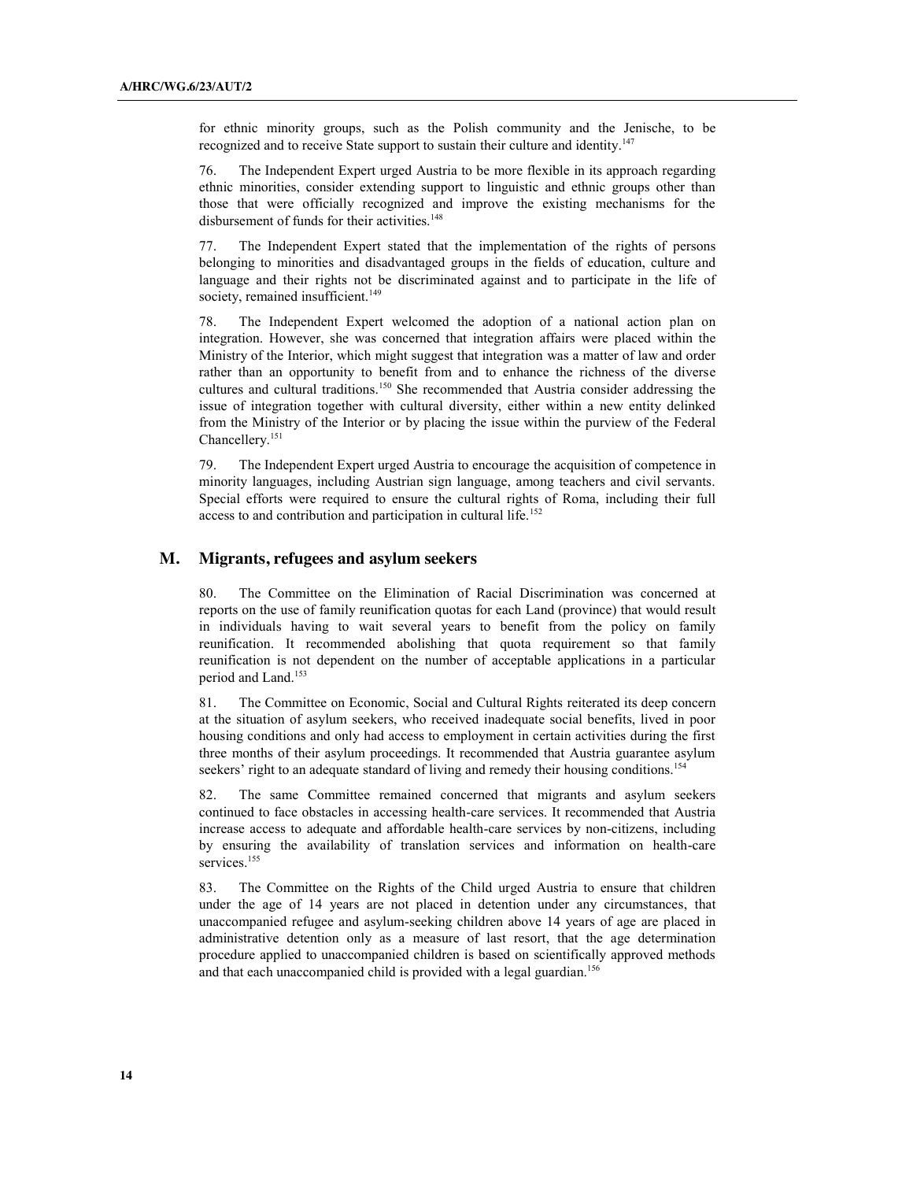for ethnic minority groups, such as the Polish community and the Jenische, to be recognized and to receive State support to sustain their culture and identity.[147]

76. The Independent Expert urged Austria to be more flexible in its approach regarding ethnic minorities, consider extending support to linguistic and ethnic groups other than those that were officially recognized and improve the existing mechanisms for the disbursement of funds for their activities.[148]

77. The Independent Expert stated that the implementation of the rights of persons belonging to minorities and disadvantaged groups in the fields of education, culture and language and their rights not be discriminated against and to participate in the life of society, remained insufficient.[149]

78. The Independent Expert welcomed the adoption of a national action plan on integration. However, she was concerned that integration affairs were placed within the Ministry of the Interior, which might suggest that integration was a matter of law and order rather than an opportunity to benefit from and to enhance the richness of the diverse cultures and cultural traditions.[150] She recommended that Austria consider addressing the issue of integration together with cultural diversity, either within a new entity delinked from the Ministry of the Interior or by placing the issue within the purview of the Federal Chancellery.[151]

79. The Independent Expert urged Austria to encourage the acquisition of competence in minority languages, including Austrian sign language, among teachers and civil servants. Special efforts were required to ensure the cultural rights of Roma, including their full access to and contribution and participation in cultural life.[152]

## M. Migrants, refugees and asylum seekers

80. The Committee on the Elimination of Racial Discrimination was concerned at reports on the use of family reunification quotas for each Land (province) that would result in individuals having to wait several years to benefit from the policy on family reunification. It recommended abolishing that quota requirement so that family reunification is not dependent on the number of acceptable applications in a particular period and Land.[153]

81. The Committee on Economic, Social and Cultural Rights reiterated its deep concern at the situation of asylum seekers, who received inadequate social benefits, lived in poor housing conditions and only had access to employment in certain activities during the first three months of their asylum proceedings. It recommended that Austria guarantee asylum seekers' right to an adequate standard of living and remedy their housing conditions.[154]

82. The same Committee remained concerned that migrants and asylum seekers continued to face obstacles in accessing health-care services. It recommended that Austria increase access to adequate and affordable health-care services by non-citizens, including by ensuring the availability of translation services and information on health-care services.[155]

83. The Committee on the Rights of the Child urged Austria to ensure that children under the age of 14 years are not placed in detention under any circumstances, that unaccompanied refugee and asylum-seeking children above 14 years of age are placed in administrative detention only as a measure of last resort, that the age determination procedure applied to unaccompanied children is based on scientifically approved methods and that each unaccompanied child is provided with a legal guardian.[156]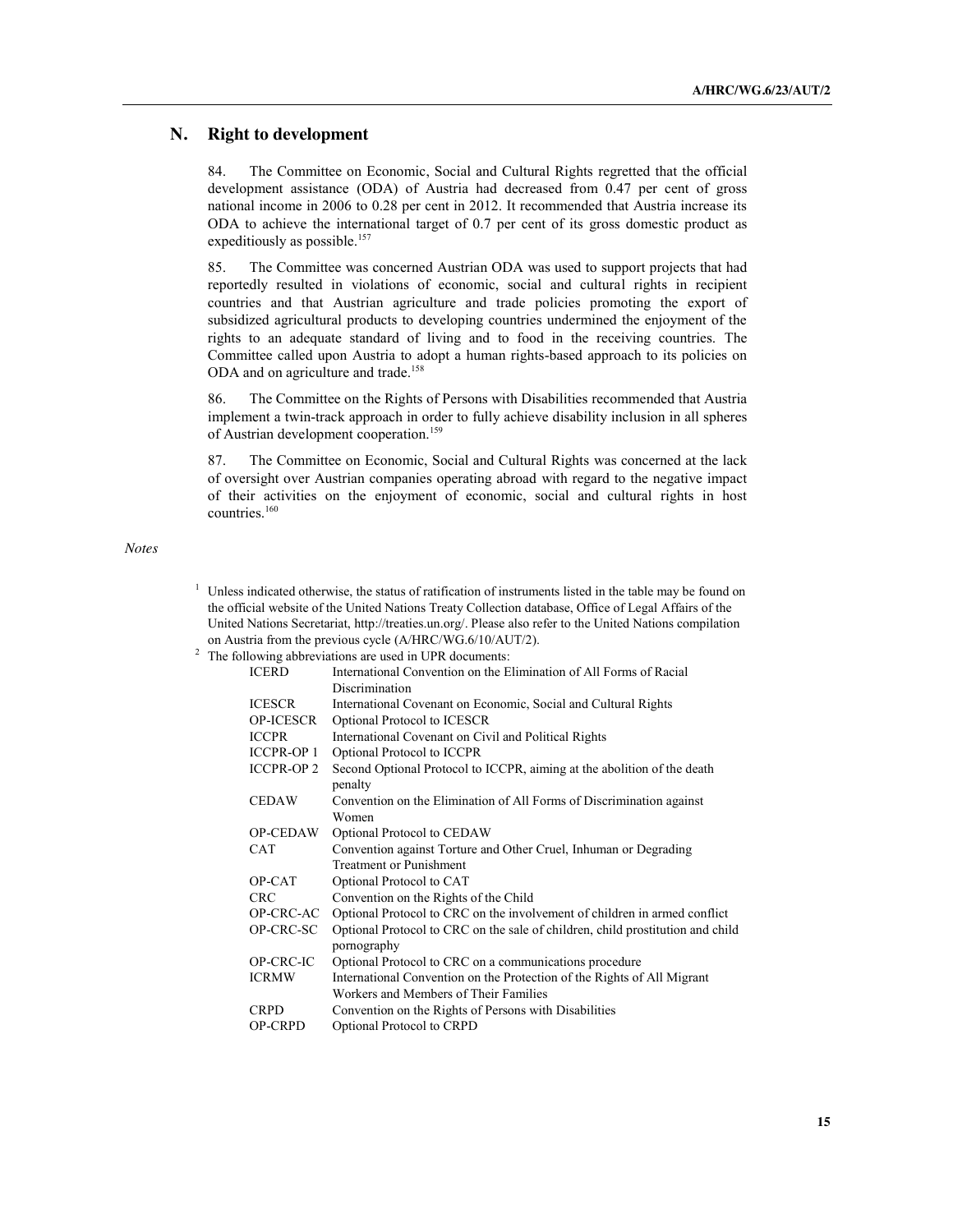## N. Right to development

84. The Committee on Economic, Social and Cultural Rights regretted that the official development assistance (ODA) of Austria had decreased from 0.47 per cent of gross national income in 2006 to 0.28 per cent in 2012. It recommended that Austria increase its ODA to achieve the international target of 0.7 per cent of its gross domestic product as expeditiously as possible.[157]

85. The Committee was concerned Austrian ODA was used to support projects that had reportedly resulted in violations of economic, social and cultural rights in recipient countries and that Austrian agriculture and trade policies promoting the export of subsidized agricultural products to developing countries undermined the enjoyment of the rights to an adequate standard of living and to food in the receiving countries. The Committee called upon Austria to adopt a human rights-based approach to its policies on ODA and on agriculture and trade.[158]

86. The Committee on the Rights of Persons with Disabilities recommended that Austria implement a twin-track approach in order to fully achieve disability inclusion in all spheres of Austrian development cooperation.[159]

87. The Committee on Economic, Social and Cultural Rights was concerned at the lack of oversight over Austrian companies operating abroad with regard to the negative impact of their activities on the enjoyment of economic, social and cultural rights in host countries.[160]

*Notes*

[1] Unless indicated otherwise, the status of ratification of instruments listed in the table may be found on the official website of the United Nations Treaty Collection database, Office of Legal Affairs of the United Nations Secretariat, http://treaties.un.org/. Please also refer to the United Nations compilation on Austria from the previous cycle (A/HRC/WG.6/10/AUT/2).

[2] The following abbreviations are used in UPR documents:

| | |
|---|---|
| ICERD | International Convention on the Elimination of All Forms of Racial Discrimination |
| ICESCR | International Covenant on Economic, Social and Cultural Rights |
| OP-ICESCR | Optional Protocol to ICESCR |
| ICCPR | International Covenant on Civil and Political Rights |
| ICCPR-OP 1 | Optional Protocol to ICCPR |
| ICCPR-OP 2 | Second Optional Protocol to ICCPR, aiming at the abolition of the death penalty |
| CEDAW | Convention on the Elimination of All Forms of Discrimination against Women |
| OP-CEDAW | Optional Protocol to CEDAW |
| CAT | Convention against Torture and Other Cruel, Inhuman or Degrading Treatment or Punishment |
| OP-CAT | Optional Protocol to CAT |
| CRC | Convention on the Rights of the Child |
| OP-CRC-AC | Optional Protocol to CRC on the involvement of children in armed conflict |
| OP-CRC-SC | Optional Protocol to CRC on the sale of children, child prostitution and child pornography |
| OP-CRC-IC | Optional Protocol to CRC on a communications procedure |
| ICRMW | International Convention on the Protection of the Rights of All Migrant Workers and Members of Their Families |
| CRPD | Convention on the Rights of Persons with Disabilities |
| OP-CRPD | Optional Protocol to CRPD |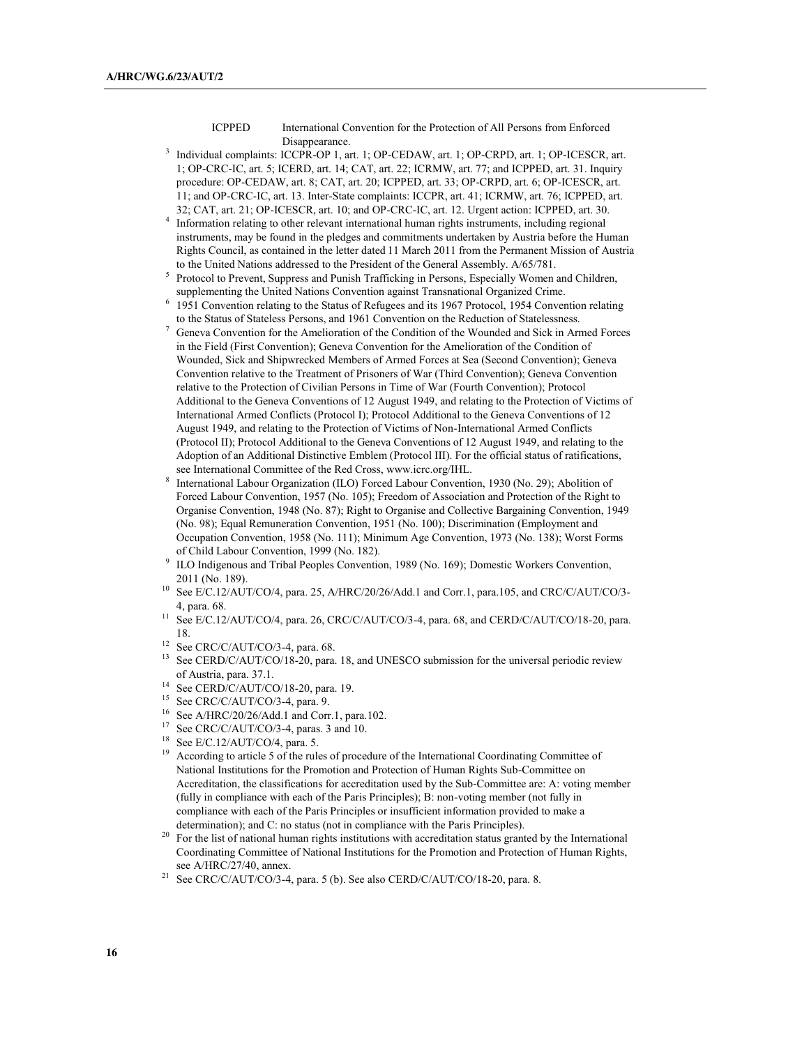ICPPED International Convention for the Protection of All Persons from Enforced Disappearance.

[3] Individual complaints: ICCPR-OP 1, art. 1; OP-CEDAW, art. 1; OP-CRPD, art. 1; OP-ICESCR, art. 1; OP-CRC-IC, art. 5; ICERD, art. 14; CAT, art. 22; ICRMW, art. 77; and ICPPED, art. 31. Inquiry procedure: OP-CEDAW, art. 8; CAT, art. 20; ICPPED, art. 33; OP-CRPD, art. 6; OP-ICESCR, art. 11; and OP-CRC-IC, art. 13. Inter-State complaints: ICCPR, art. 41; ICRMW, art. 76; ICPPED, art. 32; CAT, art. 21; OP-ICESCR, art. 10; and OP-CRC-IC, art. 12. Urgent action: ICPPED, art. 30.

[4] Information relating to other relevant international human rights instruments, including regional instruments, may be found in the pledges and commitments undertaken by Austria before the Human Rights Council, as contained in the letter dated 11 March 2011 from the Permanent Mission of Austria to the United Nations addressed to the President of the General Assembly. A/65/781.

[5] Protocol to Prevent, Suppress and Punish Trafficking in Persons, Especially Women and Children, supplementing the United Nations Convention against Transnational Organized Crime.

[6] 1951 Convention relating to the Status of Refugees and its 1967 Protocol, 1954 Convention relating to the Status of Stateless Persons, and 1961 Convention on the Reduction of Statelessness.

[7] Geneva Convention for the Amelioration of the Condition of the Wounded and Sick in Armed Forces in the Field (First Convention); Geneva Convention for the Amelioration of the Condition of Wounded, Sick and Shipwrecked Members of Armed Forces at Sea (Second Convention); Geneva Convention relative to the Treatment of Prisoners of War (Third Convention); Geneva Convention relative to the Protection of Civilian Persons in Time of War (Fourth Convention); Protocol Additional to the Geneva Conventions of 12 August 1949, and relating to the Protection of Victims of International Armed Conflicts (Protocol I); Protocol Additional to the Geneva Conventions of 12 August 1949, and relating to the Protection of Victims of Non-International Armed Conflicts (Protocol II); Protocol Additional to the Geneva Conventions of 12 August 1949, and relating to the Adoption of an Additional Distinctive Emblem (Protocol III). For the official status of ratifications, see International Committee of the Red Cross, www.icrc.org/IHL.

[8] International Labour Organization (ILO) Forced Labour Convention, 1930 (No. 29); Abolition of Forced Labour Convention, 1957 (No. 105); Freedom of Association and Protection of the Right to Organise Convention, 1948 (No. 87); Right to Organise and Collective Bargaining Convention, 1949 (No. 98); Equal Remuneration Convention, 1951 (No. 100); Discrimination (Employment and Occupation Convention, 1958 (No. 111); Minimum Age Convention, 1973 (No. 138); Worst Forms of Child Labour Convention, 1999 (No. 182).

[9] ILO Indigenous and Tribal Peoples Convention, 1989 (No. 169); Domestic Workers Convention, 2011 (No. 189).

[10] See E/C.12/AUT/CO/4, para. 25, A/HRC/20/26/Add.1 and Corr.1, para.105, and CRC/C/AUT/CO/3-4, para. 68.

[11] See E/C.12/AUT/CO/4, para. 26, CRC/C/AUT/CO/3-4, para. 68, and CERD/C/AUT/CO/18-20, para. 18.

[12] See CRC/C/AUT/CO/3-4, para. 68.

[13] See CERD/C/AUT/CO/18-20, para. 18, and UNESCO submission for the universal periodic review of Austria, para. 37.1.

[14] See CERD/C/AUT/CO/18-20, para. 19.

[15] See CRC/C/AUT/CO/3-4, para. 9.

[16] See A/HRC/20/26/Add.1 and Corr.1, para.102.

[17] See CRC/C/AUT/CO/3-4, paras. 3 and 10.

[18] See E/C.12/AUT/CO/4, para. 5.

[19] According to article 5 of the rules of procedure of the International Coordinating Committee of National Institutions for the Promotion and Protection of Human Rights Sub-Committee on Accreditation, the classifications for accreditation used by the Sub-Committee are: A: voting member (fully in compliance with each of the Paris Principles); B: non-voting member (not fully in compliance with each of the Paris Principles or insufficient information provided to make a determination); and C: no status (not in compliance with the Paris Principles).

[20] For the list of national human rights institutions with accreditation status granted by the International Coordinating Committee of National Institutions for the Promotion and Protection of Human Rights, see A/HRC/27/40, annex.

[21] See CRC/C/AUT/CO/3-4, para. 5 (b). See also CERD/C/AUT/CO/18-20, para. 8.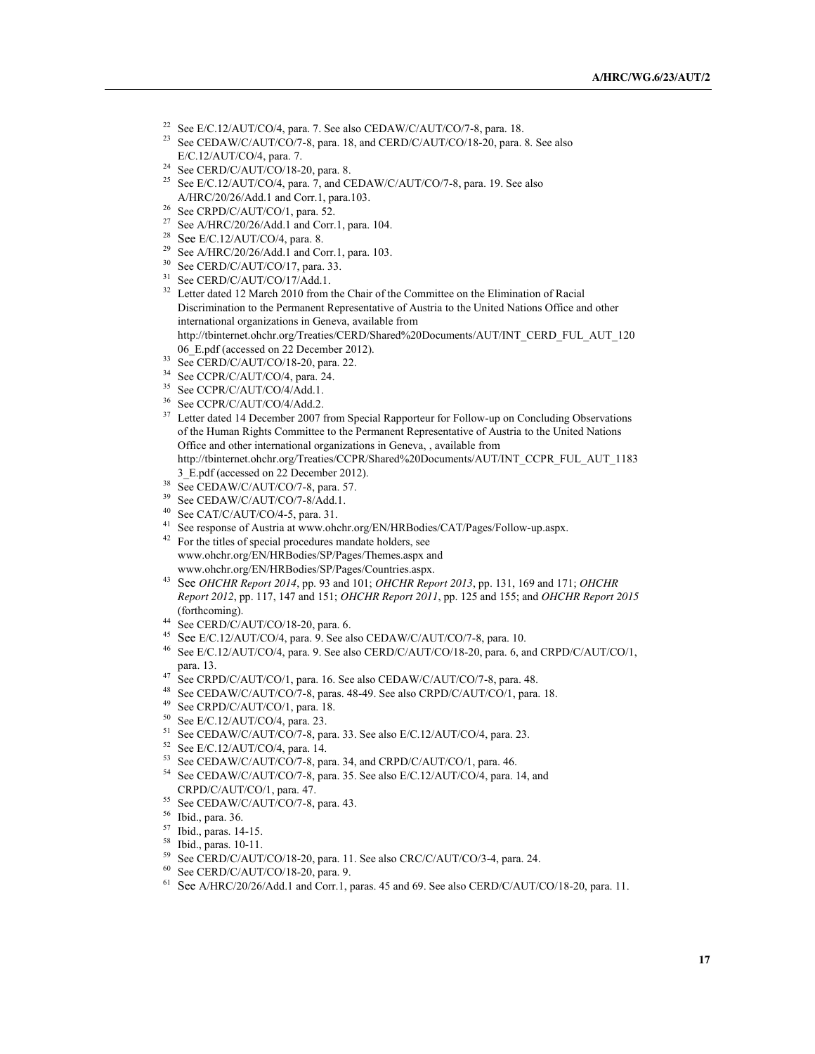[22] See E/C.12/AUT/CO/4, para. 7. See also CEDAW/C/AUT/CO/7-8, para. 18.

[23] See CEDAW/C/AUT/CO/7-8, para. 18, and CERD/C/AUT/CO/18-20, para. 8. See also E/C.12/AUT/CO/4, para. 7.

[24] See CERD/C/AUT/CO/18-20, para. 8.

[25] See E/C.12/AUT/CO/4, para. 7, and CEDAW/C/AUT/CO/7-8, para. 19. See also A/HRC/20/26/Add.1 and Corr.1, para.103.

[26] See CRPD/C/AUT/CO/1, para. 52.

[27] See A/HRC/20/26/Add.1 and Corr.1, para. 104.

[28] See E/C.12/AUT/CO/4, para. 8.

[29] See A/HRC/20/26/Add.1 and Corr.1, para. 103.

[30] See CERD/C/AUT/CO/17, para. 33.

[31] See CERD/C/AUT/CO/17/Add.1.

[32] Letter dated 12 March 2010 from the Chair of the Committee on the Elimination of Racial Discrimination to the Permanent Representative of Austria to the United Nations Office and other international organizations in Geneva, available from http://tbinternet.ohchr.org/Treaties/CERD/Shared%20Documents/AUT/INT_CERD_FUL_AUT_12006_E.pdf (accessed on 22 December 2012).

[33] See CERD/C/AUT/CO/18-20, para. 22.

[34] See CCPR/C/AUT/CO/4, para. 24.

[35] See CCPR/C/AUT/CO/4/Add.1.

[36] See CCPR/C/AUT/CO/4/Add.2.

[37] Letter dated 14 December 2007 from Special Rapporteur for Follow-up on Concluding Observations of the Human Rights Committee to the Permanent Representative of Austria to the United Nations Office and other international organizations in Geneva, , available from http://tbinternet.ohchr.org/Treaties/CCPR/Shared%20Documents/AUT/INT_CCPR_FUL_AUT_11833_E.pdf (accessed on 22 December 2012).

[38] See CEDAW/C/AUT/CO/7-8, para. 57.

[39] See CEDAW/C/AUT/CO/7-8/Add.1.

[40] See CAT/C/AUT/CO/4-5, para. 31.

[41] See response of Austria at www.ohchr.org/EN/HRBodies/CAT/Pages/Follow-up.aspx.

[42] For the titles of special procedures mandate holders, see www.ohchr.org/EN/HRBodies/SP/Pages/Themes.aspx and www.ohchr.org/EN/HRBodies/SP/Pages/Countries.aspx.

[43] See *OHCHR Report 2014*, pp. 93 and 101; *OHCHR Report 2013*, pp. 131, 169 and 171; *OHCHR Report 2012*, pp. 117, 147 and 151; *OHCHR Report 2011*, pp. 125 and 155; and *OHCHR Report 2015* (forthcoming).

[44] See CERD/C/AUT/CO/18-20, para. 6.

[45] See E/C.12/AUT/CO/4, para. 9. See also CEDAW/C/AUT/CO/7-8, para. 10.

[46] See E/C.12/AUT/CO/4, para. 9. See also CERD/C/AUT/CO/18-20, para. 6, and CRPD/C/AUT/CO/1, para. 13.

[47] See CRPD/C/AUT/CO/1, para. 16. See also CEDAW/C/AUT/CO/7-8, para. 48.

[48] See CEDAW/C/AUT/CO/7-8, paras. 48-49. See also CRPD/C/AUT/CO/1, para. 18.

[49] See CRPD/C/AUT/CO/1, para. 18.

[50] See E/C.12/AUT/CO/4, para. 23.

[51] See CEDAW/C/AUT/CO/7-8, para. 33. See also E/C.12/AUT/CO/4, para. 23.

[52] See E/C.12/AUT/CO/4, para. 14.

[53] See CEDAW/C/AUT/CO/7-8, para. 34, and CRPD/C/AUT/CO/1, para. 46.

[54] See CEDAW/C/AUT/CO/7-8, para. 35. See also E/C.12/AUT/CO/4, para. 14, and CRPD/C/AUT/CO/1, para. 47.

[55] See CEDAW/C/AUT/CO/7-8, para. 43.

[56] Ibid., para. 36.

[57] Ibid., paras. 14-15.

[58] Ibid., paras. 10-11.

[59] See CERD/C/AUT/CO/18-20, para. 11. See also CRC/C/AUT/CO/3-4, para. 24.

[60] See CERD/C/AUT/CO/18-20, para. 9.

[61] See A/HRC/20/26/Add.1 and Corr.1, paras. 45 and 69. See also CERD/C/AUT/CO/18-20, para. 11.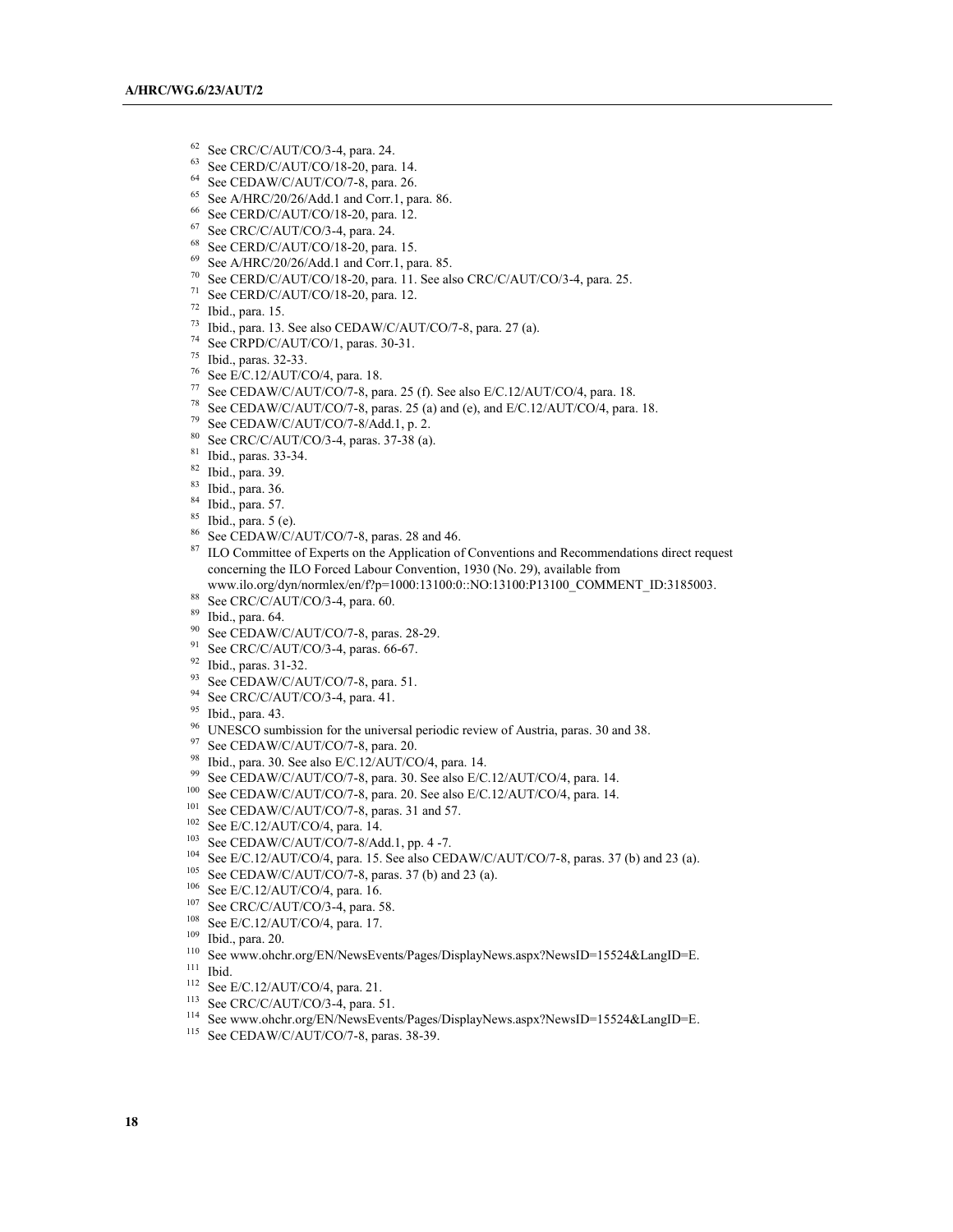[62] See CRC/C/AUT/CO/3-4, para. 24.
[63] See CERD/C/AUT/CO/18-20, para. 14.
[64] See CEDAW/C/AUT/CO/7-8, para. 26.
[65] See A/HRC/20/26/Add.1 and Corr.1, para. 86.
[66] See CERD/C/AUT/CO/18-20, para. 12.
[67] See CRC/C/AUT/CO/3-4, para. 24.
[68] See CERD/C/AUT/CO/18-20, para. 15.
[69] See A/HRC/20/26/Add.1 and Corr.1, para. 85.
[70] See CERD/C/AUT/CO/18-20, para. 11. See also CRC/C/AUT/CO/3-4, para. 25.
[71] See CERD/C/AUT/CO/18-20, para. 12.
[72] Ibid., para. 15.
[73] Ibid., para. 13. See also CEDAW/C/AUT/CO/7-8, para. 27 (a).
[74] See CRPD/C/AUT/CO/1, paras. 30-31.
[75] Ibid., paras. 32-33.
[76] See E/C.12/AUT/CO/4, para. 18.
[77] See CEDAW/C/AUT/CO/7-8, para. 25 (f). See also E/C.12/AUT/CO/4, para. 18.
[78] See CEDAW/C/AUT/CO/7-8, paras. 25 (a) and (e), and E/C.12/AUT/CO/4, para. 18.
[79] See CEDAW/C/AUT/CO/7-8/Add.1, p. 2.
[80] See CRC/C/AUT/CO/3-4, paras. 37-38 (a).
[81] Ibid., paras. 33-34.
[82] Ibid., para. 39.
[83] Ibid., para. 36.
[84] Ibid., para. 57.
[85] Ibid., para. 5 (e).
[86] See CEDAW/C/AUT/CO/7-8, paras. 28 and 46.
[87] ILO Committee of Experts on the Application of Conventions and Recommendations direct request concerning the ILO Forced Labour Convention, 1930 (No. 29), available from www.ilo.org/dyn/normlex/en/f?p=1000:13100:0::NO:13100:P13100_COMMENT_ID:3185003.
[88] See CRC/C/AUT/CO/3-4, para. 60.
[89] Ibid., para. 64.
[90] See CEDAW/C/AUT/CO/7-8, paras. 28-29.
[91] See CRC/C/AUT/CO/3-4, paras. 66-67.
[92] Ibid., paras. 31-32.
[93] See CEDAW/C/AUT/CO/7-8, para. 51.
[94] See CRC/C/AUT/CO/3-4, para. 41.
[95] Ibid., para. 43.
[96] UNESCO sumbission for the universal periodic review of Austria, paras. 30 and 38.
[97] See CEDAW/C/AUT/CO/7-8, para. 20.
[98] Ibid., para. 30. See also E/C.12/AUT/CO/4, para. 14.
[99] See CEDAW/C/AUT/CO/7-8, para. 30. See also E/C.12/AUT/CO/4, para. 14.
[100] See CEDAW/C/AUT/CO/7-8, para. 20. See also E/C.12/AUT/CO/4, para. 14.
[101] See CEDAW/C/AUT/CO/7-8, paras. 31 and 57.
[102] See E/C.12/AUT/CO/4, para. 14.
[103] See CEDAW/C/AUT/CO/7-8/Add.1, pp. 4 -7.
[104] See E/C.12/AUT/CO/4, para. 15. See also CEDAW/C/AUT/CO/7-8, paras. 37 (b) and 23 (a).
[105] See CEDAW/C/AUT/CO/7-8, paras. 37 (b) and 23 (a).
[106] See E/C.12/AUT/CO/4, para. 16.
[107] See CRC/C/AUT/CO/3-4, para. 58.
[108] See E/C.12/AUT/CO/4, para. 17.
[109] Ibid., para. 20.
[110] See www.ohchr.org/EN/NewsEvents/Pages/DisplayNews.aspx?NewsID=15524&LangID=E.
[111] Ibid.
[112] See E/C.12/AUT/CO/4, para. 21.
[113] See CRC/C/AUT/CO/3-4, para. 51.
[114] See www.ohchr.org/EN/NewsEvents/Pages/DisplayNews.aspx?NewsID=15524&LangID=E.
[115] See CEDAW/C/AUT/CO/7-8, paras. 38-39.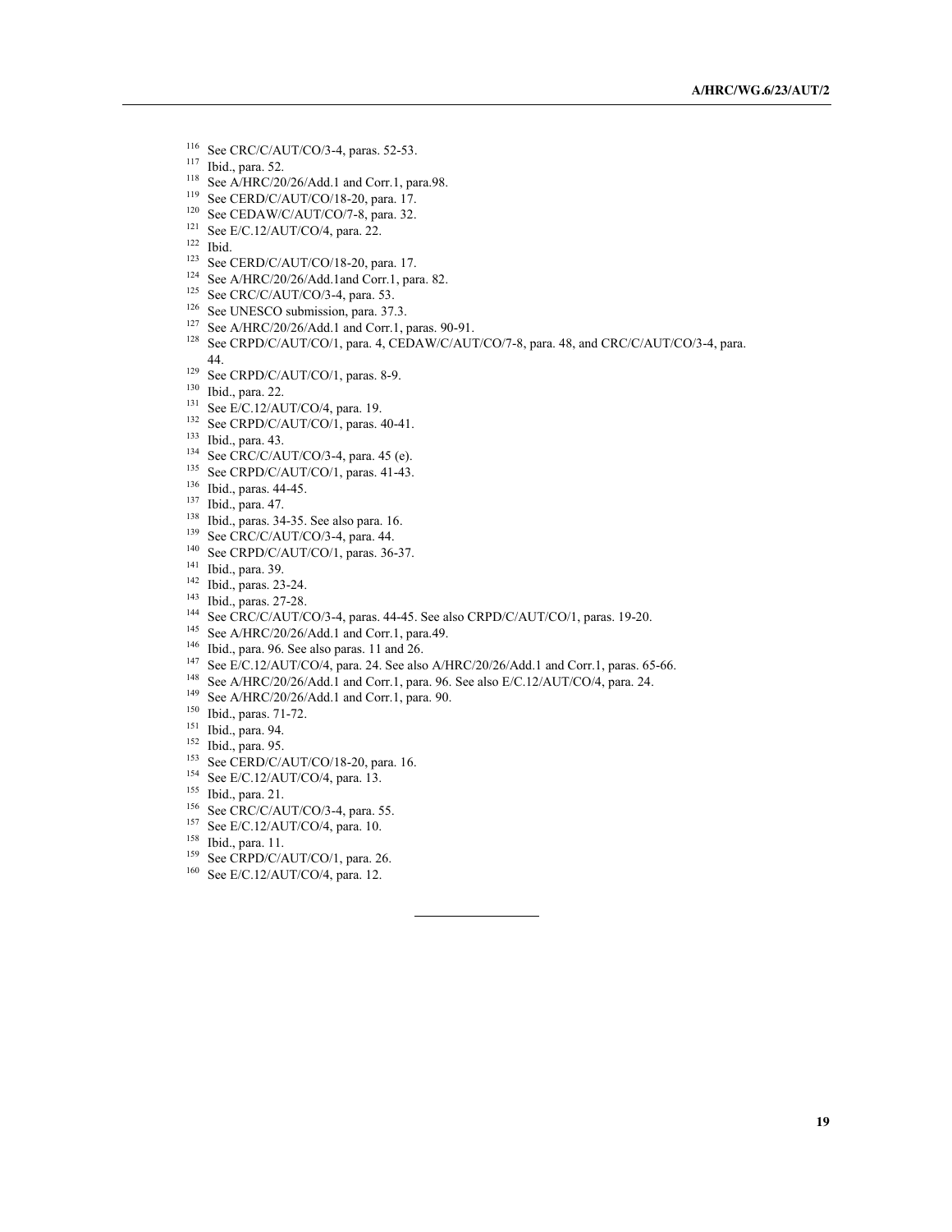[116] See CRC/C/AUT/CO/3-4, paras. 52-53.
[117] Ibid., para. 52.
[118] See A/HRC/20/26/Add.1 and Corr.1, para.98.
[119] See CERD/C/AUT/CO/18-20, para. 17.
[120] See CEDAW/C/AUT/CO/7-8, para. 32.
[121] See E/C.12/AUT/CO/4, para. 22.
[122] Ibid.
[123] See CERD/C/AUT/CO/18-20, para. 17.
[124] See A/HRC/20/26/Add.1and Corr.1, para. 82.
[125] See CRC/C/AUT/CO/3-4, para. 53.
[126] See UNESCO submission, para. 37.3.
[127] See A/HRC/20/26/Add.1 and Corr.1, paras. 90-91.
[128] See CRPD/C/AUT/CO/1, para. 4, CEDAW/C/AUT/CO/7-8, para. 48, and CRC/C/AUT/CO/3-4, para. 44.
[129] See CRPD/C/AUT/CO/1, paras. 8-9.
[130] Ibid., para. 22.
[131] See E/C.12/AUT/CO/4, para. 19.
[132] See CRPD/C/AUT/CO/1, paras. 40-41.
[133] Ibid., para. 43.
[134] See CRC/C/AUT/CO/3-4, para. 45 (e).
[135] See CRPD/C/AUT/CO/1, paras. 41-43.
[136] Ibid., paras. 44-45.
[137] Ibid., para. 47.
[138] Ibid., paras. 34-35. See also para. 16.
[139] See CRC/C/AUT/CO/3-4, para. 44.
[140] See CRPD/C/AUT/CO/1, paras. 36-37.
[141] Ibid., para. 39.
[142] Ibid., paras. 23-24.
[143] Ibid., paras. 27-28.
[144] See CRC/C/AUT/CO/3-4, paras. 44-45. See also CRPD/C/AUT/CO/1, paras. 19-20.
[145] See A/HRC/20/26/Add.1 and Corr.1, para.49.
[146] Ibid., para. 96. See also paras. 11 and 26.
[147] See E/C.12/AUT/CO/4, para. 24. See also A/HRC/20/26/Add.1 and Corr.1, paras. 65-66.
[148] See A/HRC/20/26/Add.1 and Corr.1, para. 96. See also E/C.12/AUT/CO/4, para. 24.
[149] See A/HRC/20/26/Add.1 and Corr.1, para. 90.
[150] Ibid., paras. 71-72.
[151] Ibid., para. 94.
[152] Ibid., para. 95.
[153] See CERD/C/AUT/CO/18-20, para. 16.
[154] See E/C.12/AUT/CO/4, para. 13.
[155] Ibid., para. 21.
[156] See CRC/C/AUT/CO/3-4, para. 55.
[157] See E/C.12/AUT/CO/4, para. 10.
[158] Ibid., para. 11.
[159] See CRPD/C/AUT/CO/1, para. 26.
[160] See E/C.12/AUT/CO/4, para. 12.